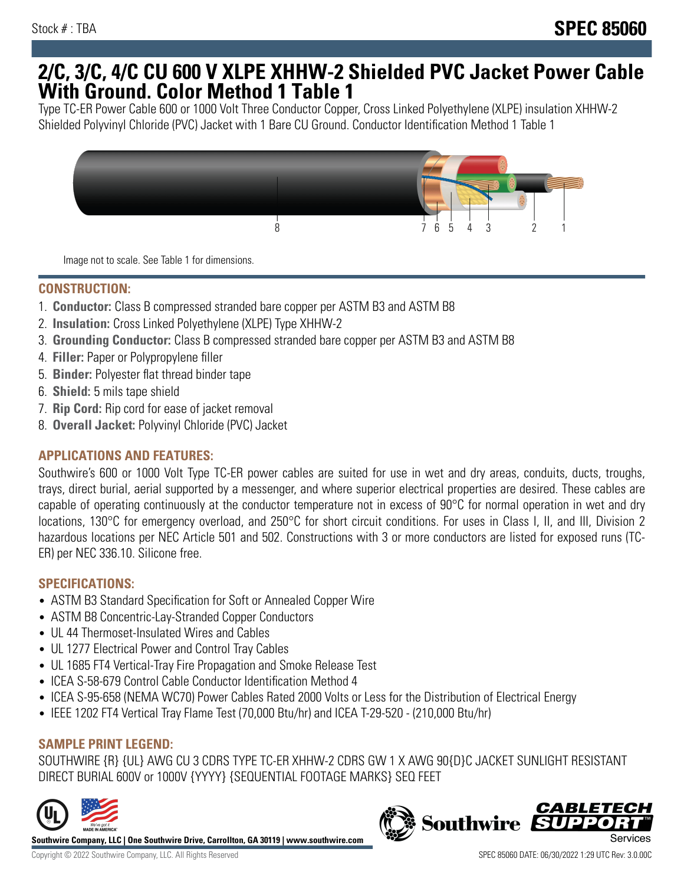Stock # : TBA

# SPEC 85060

## 2/C, 3/C, 4/C CU 600 V XLPE XHHW-2 Shielded PVC Jacket Power Cable With Ground. Color Method 1 Table 1

Type TC-ER Power Cable 600 or 1000 Volt Three Conductor Copper, Cross Linked Polyethylene (XLPE) insulation XHHW-2 Shielded Polyvinyl Chloride (PVC) Jacket with 1 Bare CU Ground. Conductor Identification Method 1 Table 1

8 7 6 5 4 3 2 1

Image not to scale. See Table 1 for dimensions.

### CONSTRUCTION:

1. **Conductor:** Class B compressed stranded bare copper per ASTM B3 and ASTM B8
2. **Insulation:** Cross Linked Polyethylene (XLPE) Type XHHW-2
3. **Grounding Conductor:** Class B compressed stranded bare copper per ASTM B3 and ASTM B8
4. **Filler:** Paper or Polypropylene filler
5. **Binder:** Polyester flat thread binder tape
6. **Shield:** 5 mils tape shield
7. **Rip Cord:** Rip cord for ease of jacket removal
8. **Overall Jacket:** Polyvinyl Chloride (PVC) Jacket

### APPLICATIONS AND FEATURES:

Southwire's 600 or 1000 Volt Type TC-ER power cables are suited for use in wet and dry areas, conduits, ducts, troughs, trays, direct burial, aerial supported by a messenger, and where superior electrical properties are desired. These cables are capable of operating continuously at the conductor temperature not in excess of 90°C for normal operation in wet and dry locations, 130°C for emergency overload, and 250°C for short circuit conditions. For uses in Class I, II, and III, Division 2 hazardous locations per NEC Article 501 and 502. Constructions with 3 or more conductors are listed for exposed runs (TC-ER) per NEC 336.10. Silicone free.

### SPECIFICATIONS:

- ASTM B3 Standard Specification for Soft or Annealed Copper Wire
- ASTM B8 Concentric-Lay-Stranded Copper Conductors
- UL 44 Thermoset-Insulated Wires and Cables
- UL 1277 Electrical Power and Control Tray Cables
- UL 1685 FT4 Vertical-Tray Fire Propagation and Smoke Release Test
- ICEA S-58-679 Control Cable Conductor Identification Method 4
- ICEA S-95-658 (NEMA WC70) Power Cables Rated 2000 Volts or Less for the Distribution of Electrical Energy
- IEEE 1202 FT4 Vertical Tray Flame Test (70,000 Btu/hr) and ICEA T-29-520 - (210,000 Btu/hr)

### SAMPLE PRINT LEGEND:

SOUTHWIRE {R} {UL} AWG CU 3 CDRS TYPE TC-ER XHHW-2 CDRS GW 1 X AWG 90{D}C JACKET SUNLIGHT RESISTANT DIRECT BURIAL 600V or 1000V {YYYY} {SEQUENTIAL FOOTAGE MARKS} SEQ FEET

**Southwire Company, LLC | One Southwire Drive, Carrollton, GA 30119 | www.southwire.com**

Copyright © 2022 Southwire Company, LLC. All Rights Reserved

SPEC 85060 DATE: 06/30/2022 1:29 UTC Rev: 3.0.00C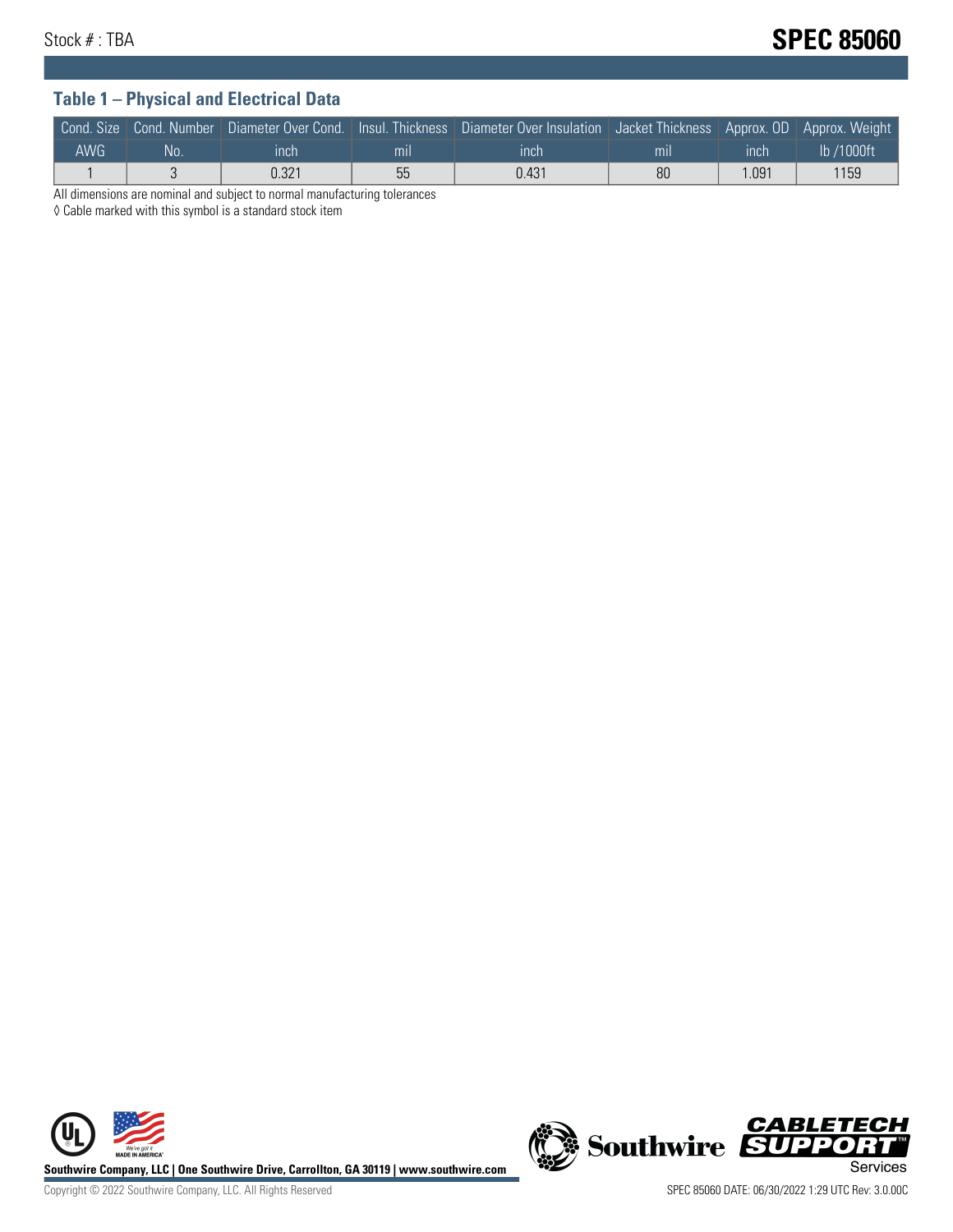### Table 1 – Physical and Electrical Data

| Cond. Size | Cond. Number | Diameter Over Cond. | Insul. Thickness | Diameter Over Insulation | Jacket Thickness | Approx. OD | Approx. Weight |
|---|---|---|---|---|---|---|---|
| AWG | No. | inch | mil | inch | mil | inch | lb /1000ft |
| 1 | 3 | 0.321 | 55 | 0.431 | 80 | 1.091 | 1159 |

All dimensions are nominal and subject to normal manufacturing tolerances

◊ Cable marked with this symbol is a standard stock item